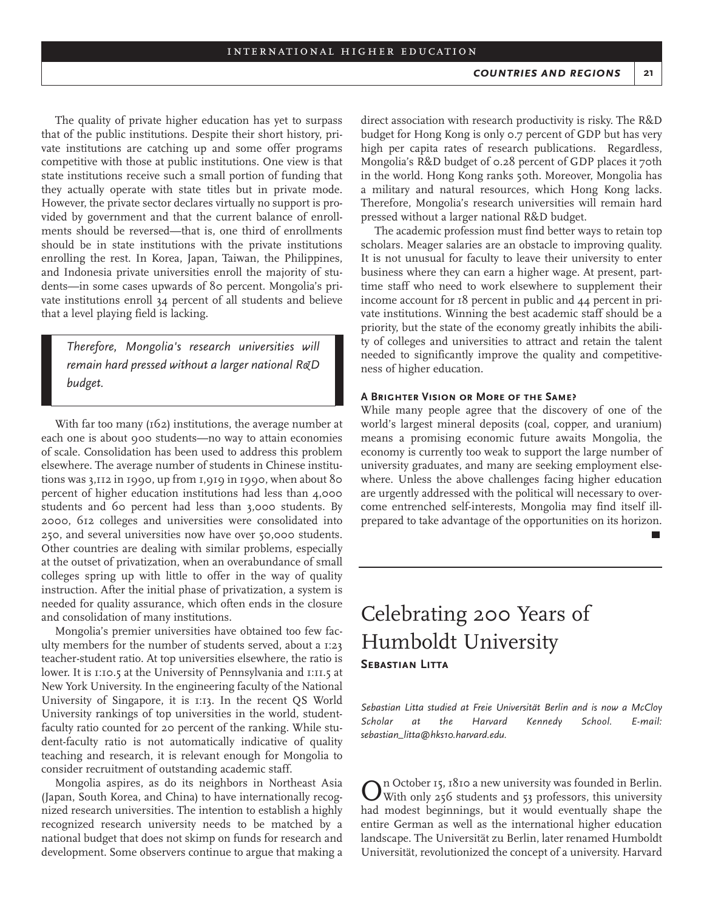The quality of private higher education has yet to surpass that of the public institutions. Despite their short history, private institutions are catching up and some offer programs competitive with those at public institutions. One view is that state institutions receive such a small portion of funding that they actually operate with state titles but in private mode. However, the private sector declares virtually no support is provided by government and that the current balance of enrollments should be reversed—that is, one third of enrollments should be in state institutions with the private institutions enrolling the rest. In Korea, Japan, Taiwan, the Philippines, and Indonesia private universities enroll the majority of students—in some cases upwards of 80 percent. Mongolia's private institutions enroll 34 percent of all students and believe that a level playing field is lacking.

> *Therefore, Mongolia's research universities will remain hard pressed without a larger national R&D budget.*

With far too many (162) institutions, the average number at each one is about 900 students—no way to attain economies of scale. Consolidation has been used to address this problem elsewhere. The average number of students in Chinese institutions was 3,112 in 1990, up from 1,919 in 1990, when about 80 percent of higher education institutions had less than 4,000 students and 60 percent had less than 3,000 students. By 2000, 612 colleges and universities were consolidated into 250, and several universities now have over 50,000 students. Other countries are dealing with similar problems, especially at the outset of privatization, when an overabundance of small colleges spring up with little to offer in the way of quality instruction. After the initial phase of privatization, a system is needed for quality assurance, which often ends in the closure and consolidation of many institutions.

Mongolia's premier universities have obtained too few faculty members for the number of students served, about a 1:23 teacher-student ratio. At top universities elsewhere, the ratio is lower. It is 1:10.5 at the University of Pennsylvania and 1:11.5 at New York University. In the engineering faculty of the National University of Singapore, it is 1:13. In the recent QS World University rankings of top universities in the world, student-faculty ratio counted for 20 percent of the ranking. While student-faculty ratio is not automatically indicative of quality teaching and research, it is relevant enough for Mongolia to consider recruitment of outstanding academic staff.

Mongolia aspires, as do its neighbors in Northeast Asia (Japan, South Korea, and China) to have internationally recognized research universities. The intention to establish a highly recognized research university needs to be matched by a national budget that does not skimp on funds for research and development. Some observers continue to argue that making a direct association with research productivity is risky. The R&D budget for Hong Kong is only 0.7 percent of GDP but has very high per capita rates of research publications. Regardless, Mongolia's R&D budget of 0.28 percent of GDP places it 70th in the world. Hong Kong ranks 50th. Moreover, Mongolia has a military and natural resources, which Hong Kong lacks. Therefore, Mongolia's research universities will remain hard pressed without a larger national R&D budget.

The academic profession must find better ways to retain top scholars. Meager salaries are an obstacle to improving quality. It is not unusual for faculty to leave their university to enter business where they can earn a higher wage. At present, part-time staff who need to work elsewhere to supplement their income account for 18 percent in public and 44 percent in private institutions. Winning the best academic staff should be a priority, but the state of the economy greatly inhibits the ability of colleges and universities to attract and retain the talent needed to significantly improve the quality and competitiveness of higher education.

### A Brighter Vision or More of the Same?

While many people agree that the discovery of one of the world's largest mineral deposits (coal, copper, and uranium) means a promising economic future awaits Mongolia, the economy is currently too weak to support the large number of university graduates, and many are seeking employment elsewhere. Unless the above challenges facing higher education are urgently addressed with the political will necessary to overcome entrenched self-interests, Mongolia may find itself ill-prepared to take advantage of the opportunities on its horizon.

# Celebrating 200 Years of Humboldt University

**Sebastian Litta**

*Sebastian Litta studied at Freie Universität Berlin and is now a McCloy Scholar at the Harvard Kennedy School. E-mail: sebastian_litta@hks10.harvard.edu.*

On October 15, 1810 a new university was founded in Berlin. With only 256 students and 53 professors, this university had modest beginnings, but it would eventually shape the entire German as well as the international higher education landscape. The Universität zu Berlin, later renamed Humboldt Universität, revolutionized the concept of a university. Harvard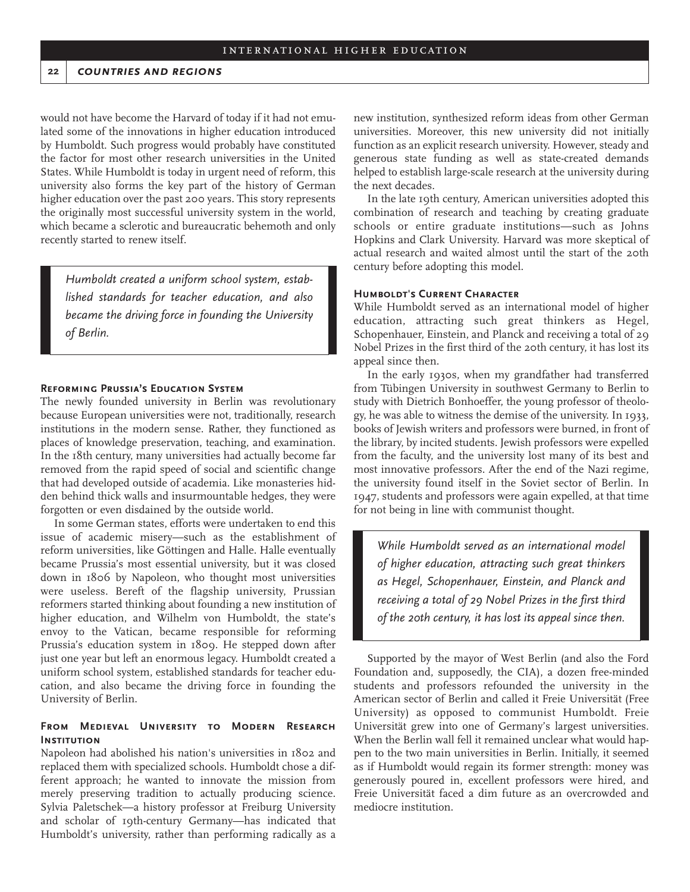would not have become the Harvard of today if it had not emulated some of the innovations in higher education introduced by Humboldt. Such progress would probably have constituted the factor for most other research universities in the United States. While Humboldt is today in urgent need of reform, this university also forms the key part of the history of German higher education over the past 200 years. This story represents the originally most successful university system in the world, which became a sclerotic and bureaucratic behemoth and only recently started to renew itself.

> *Humboldt created a uniform school system, established standards for teacher education, and also became the driving force in founding the University of Berlin.*

### Reforming Prussia's Education System

The newly founded university in Berlin was revolutionary because European universities were not, traditionally, research institutions in the modern sense. Rather, they functioned as places of knowledge preservation, teaching, and examination. In the 18th century, many universities had actually become far removed from the rapid speed of social and scientific change that had developed outside of academia. Like monasteries hidden behind thick walls and insurmountable hedges, they were forgotten or even disdained by the outside world.

In some German states, efforts were undertaken to end this issue of academic misery—such as the establishment of reform universities, like Göttingen and Halle. Halle eventually became Prussia's most essential university, but it was closed down in 1806 by Napoleon, who thought most universities were useless. Bereft of the flagship university, Prussian reformers started thinking about founding a new institution of higher education, and Wilhelm von Humboldt, the state's envoy to the Vatican, became responsible for reforming Prussia's education system in 1809. He stepped down after just one year but left an enormous legacy. Humboldt created a uniform school system, established standards for teacher education, and also became the driving force in founding the University of Berlin.

### From Medieval University to Modern Research Institution

Napoleon had abolished his nation's universities in 1802 and replaced them with specialized schools. Humboldt chose a different approach; he wanted to innovate the mission from merely preserving tradition to actually producing science. Sylvia Paletschek—a history professor at Freiburg University and scholar of 19th-century Germany—has indicated that Humboldt's university, rather than performing radically as a new institution, synthesized reform ideas from other German universities. Moreover, this new university did not initially function as an explicit research university. However, steady and generous state funding as well as state-created demands helped to establish large-scale research at the university during the next decades.

In the late 19th century, American universities adopted this combination of research and teaching by creating graduate schools or entire graduate institutions—such as Johns Hopkins and Clark University. Harvard was more skeptical of actual research and waited almost until the start of the 20th century before adopting this model.

### Humboldt's Current Character

While Humboldt served as an international model of higher education, attracting such great thinkers as Hegel, Schopenhauer, Einstein, and Planck and receiving a total of 29 Nobel Prizes in the first third of the 20th century, it has lost its appeal since then.

In the early 1930s, when my grandfather had transferred from Tübingen University in southwest Germany to Berlin to study with Dietrich Bonhoeffer, the young professor of theology, he was able to witness the demise of the university. In 1933, books of Jewish writers and professors were burned, in front of the library, by incited students. Jewish professors were expelled from the faculty, and the university lost many of its best and most innovative professors. After the end of the Nazi regime, the university found itself in the Soviet sector of Berlin. In 1947, students and professors were again expelled, at that time for not being in line with communist thought.

> *While Humboldt served as an international model of higher education, attracting such great thinkers as Hegel, Schopenhauer, Einstein, and Planck and receiving a total of 29 Nobel Prizes in the first third of the 20th century, it has lost its appeal since then.*

Supported by the mayor of West Berlin (and also the Ford Foundation and, supposedly, the CIA), a dozen free-minded students and professors refounded the university in the American sector of Berlin and called it Freie Universität (Free University) as opposed to communist Humboldt. Freie Universität grew into one of Germany's largest universities. When the Berlin wall fell it remained unclear what would happen to the two main universities in Berlin. Initially, it seemed as if Humboldt would regain its former strength: money was generously poured in, excellent professors were hired, and Freie Universität faced a dim future as an overcrowded and mediocre institution.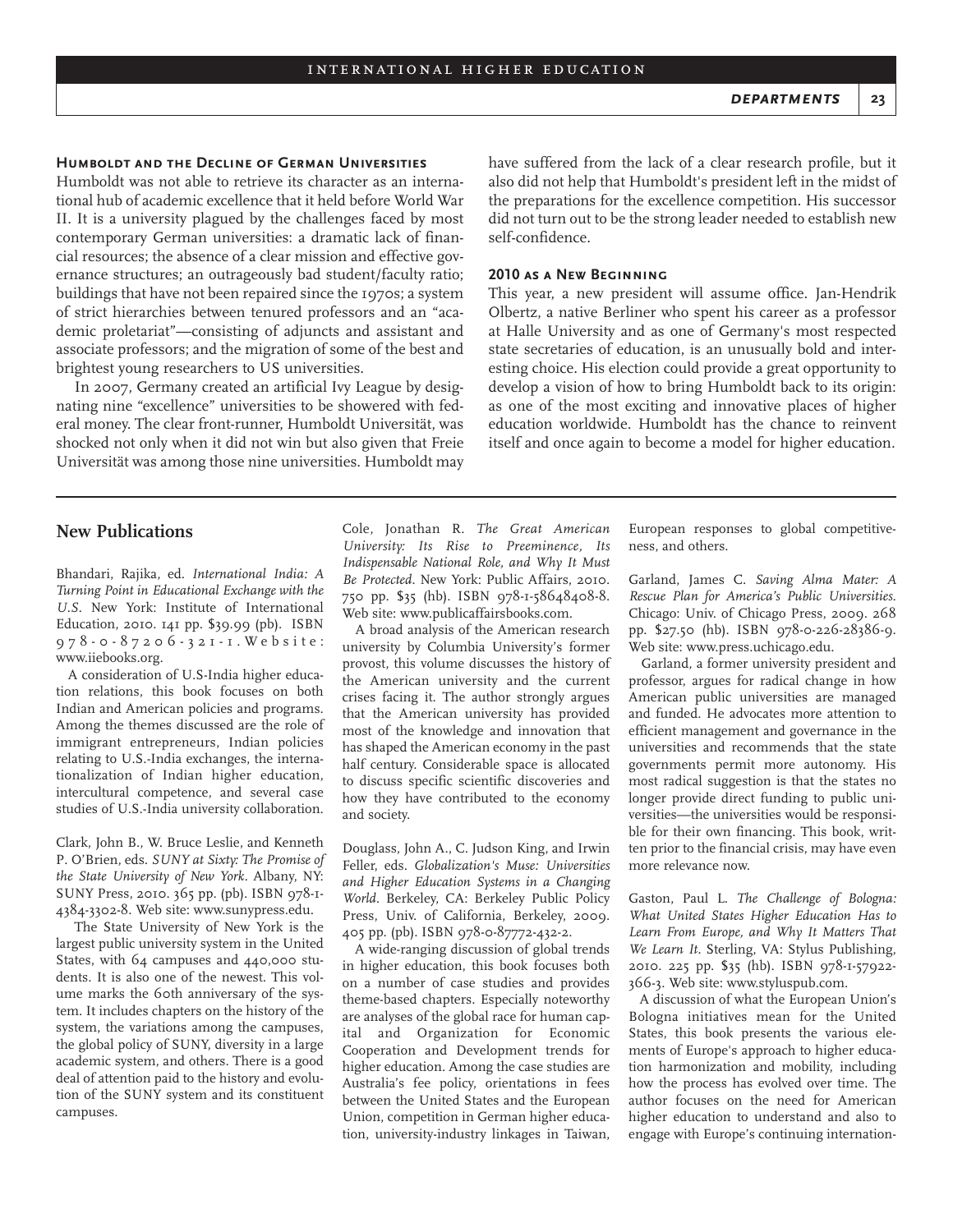### Humboldt and the Decline of German Universities

Humboldt was not able to retrieve its character as an international hub of academic excellence that it held before World War II. It is a university plagued by the challenges faced by most contemporary German universities: a dramatic lack of financial resources; the absence of a clear mission and effective governance structures; an outrageously bad student/faculty ratio; buildings that have not been repaired since the 1970s; a system of strict hierarchies between tenured professors and an "academic proletariat"—consisting of adjuncts and assistant and associate professors; and the migration of some of the best and brightest young researchers to US universities.

In 2007, Germany created an artificial Ivy League by designating nine "excellence" universities to be showered with federal money. The clear front-runner, Humboldt Universität, was shocked not only when it did not win but also given that Freie Universität was among those nine universities. Humboldt may have suffered from the lack of a clear research profile, but it also did not help that Humboldt's president left in the midst of the preparations for the excellence competition. His successor did not turn out to be the strong leader needed to establish new self-confidence.

### 2010 as a New Beginning

This year, a new president will assume office. Jan-Hendrik Olbertz, a native Berliner who spent his career as a professor at Halle University and as one of Germany's most respected state secretaries of education, is an unusually bold and interesting choice. His election could provide a great opportunity to develop a vision of how to bring Humboldt back to its origin: as one of the most exciting and innovative places of higher education worldwide. Humboldt has the chance to reinvent itself and once again to become a model for higher education.

## New Publications

Bhandari, Rajika, ed. *International India: A Turning Point in Educational Exchange with the U.S*. New York: Institute of International Education, 2010. 141 pp. $39.99 (pb). ISBN 978-0-87206-321-1. Web site: www.iiebooks.org.

A consideration of U.S-India higher education relations, this book focuses on both Indian and American policies and programs. Among the themes discussed are the role of immigrant entrepreneurs, Indian policies relating to U.S.-India exchanges, the internationalization of Indian higher education, intercultural competence, and several case studies of U.S.-India university collaboration.

Clark, John B., W. Bruce Leslie, and Kenneth P. O'Brien, eds. *SUNY at Sixty: The Promise of the State University of New York*. Albany, NY: SUNY Press, 2010. 365 pp. (pb). ISBN 978-1-4384-3302-8. Web site: www.sunypress.edu.

The State University of New York is the largest public university system in the United States, with 64 campuses and 440,000 students. It is also one of the newest. This volume marks the 60th anniversary of the system. It includes chapters on the history of the system, the variations among the campuses, the global policy of SUNY, diversity in a large academic system, and others. There is a good deal of attention paid to the history and evolution of the SUNY system and its constituent campuses.

Cole, Jonathan R. *The Great American University: Its Rise to Preeminence, Its Indispensable National Role, and Why It Must Be Protected*. New York: Public Affairs, 2010. 750 pp. $35 (hb). ISBN 978-1-58648408-8. Web site: www.publicaffairsbooks.com.

A broad analysis of the American research university by Columbia University's former provost, this volume discusses the history of the American university and the current crises facing it. The author strongly argues that the American university has provided most of the knowledge and innovation that has shaped the American economy in the past half century. Considerable space is allocated to discuss specific scientific discoveries and how they have contributed to the economy and society.

Douglass, John A., C. Judson King, and Irwin Feller, eds. *Globalization's Muse: Universities and Higher Education Systems in a Changing World*. Berkeley, CA: Berkeley Public Policy Press, Univ. of California, Berkeley, 2009. 405 pp. (pb). ISBN 978-0-87772-432-2.

A wide-ranging discussion of global trends in higher education, this book focuses both on a number of case studies and provides theme-based chapters. Especially noteworthy are analyses of the global race for human capital and Organization for Economic Cooperation and Development trends for higher education. Among the case studies are Australia's fee policy, orientations in fees between the United States and the European Union, competition in German higher education, university-industry linkages in Taiwan, European responses to global competitiveness, and others.

Garland, James C. *Saving Alma Mater: A Rescue Plan for America's Public Universities.* Chicago: Univ. of Chicago Press, 2009. 268 pp. $27.50 (hb). ISBN 978-0-226-28386-9. Web site: www.press.uchicago.edu.

Garland, a former university president and professor, argues for radical change in how American public universities are managed and funded. He advocates more attention to efficient management and governance in the universities and recommends that the state governments permit more autonomy. His most radical suggestion is that the states no longer provide direct funding to public universities—the universities would be responsible for their own financing. This book, written prior to the financial crisis, may have even more relevance now.

Gaston, Paul L. *The Challenge of Bologna: What United States Higher Education Has to Learn From Europe, and Why It Matters That We Learn It*. Sterling, VA: Stylus Publishing, 2010. 225 pp. $35 (hb). ISBN 978-1-57922-366-3. Web site: www.styluspub.com.

A discussion of what the European Union's Bologna initiatives mean for the United States, this book presents the various elements of Europe's approach to higher education harmonization and mobility, including how the process has evolved over time. The author focuses on the need for American higher education to understand and also to engage with Europe's continuing internation-